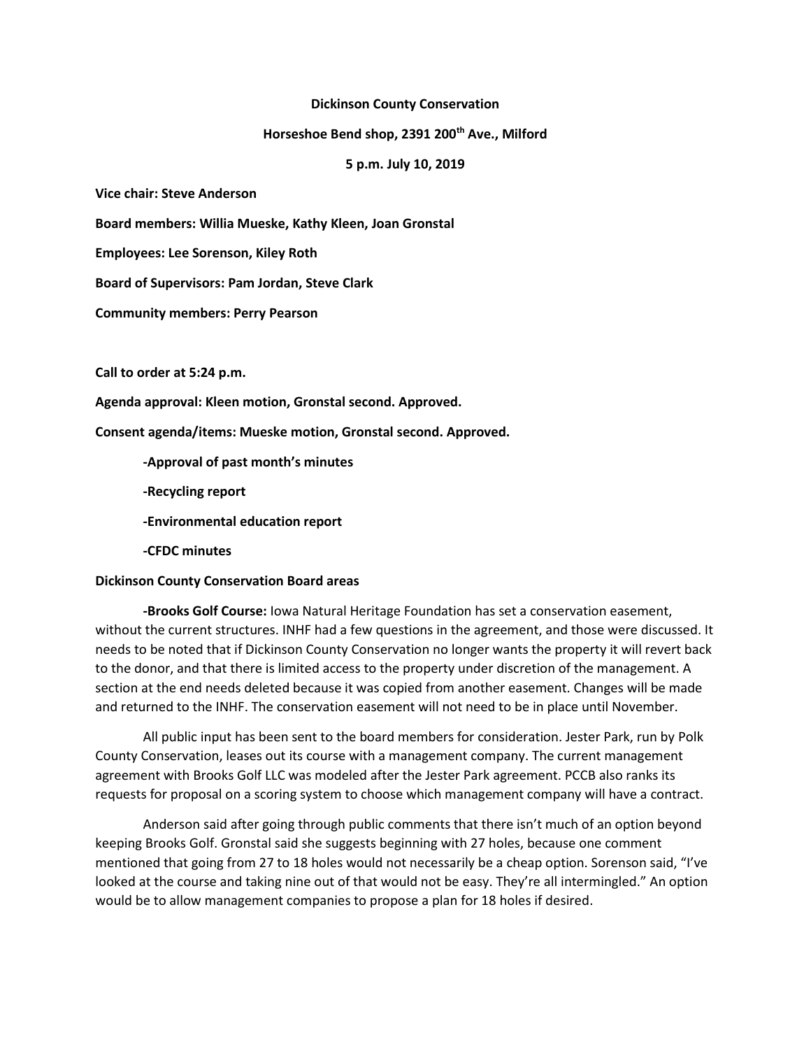**Dickinson County Conservation**

**Horseshoe Bend shop, 2391 200th Ave., Milford**

**5 p.m. July 10, 2019**

**Vice chair: Steve Anderson**

**Board members: Willia Mueske, Kathy Kleen, Joan Gronstal**

**Employees: Lee Sorenson, Kiley Roth**

**Board of Supervisors: Pam Jordan, Steve Clark**

**Community members: Perry Pearson**

**Call to order at 5:24 p.m.**

**Agenda approval: Kleen motion, Gronstal second. Approved.**

**Consent agenda/items: Mueske motion, Gronstal second. Approved.**

- **Approval of past month's minutes**
- **Recycling report**
- **Environmental education report**
- **CFDC minutes**

**Dickinson County Conservation Board areas**

**-Brooks Golf Course:** Iowa Natural Heritage Foundation has set a conservation easement, without the current structures. INHF had a few questions in the agreement, and those were discussed. It needs to be noted that if Dickinson County Conservation no longer wants the property it will revert back to the donor, and that there is limited access to the property under discretion of the management. A section at the end needs deleted because it was copied from another easement. Changes will be made and returned to the INHF. The conservation easement will not need to be in place until November.

All public input has been sent to the board members for consideration. Jester Park, run by Polk County Conservation, leases out its course with a management company. The current management agreement with Brooks Golf LLC was modeled after the Jester Park agreement. PCCB also ranks its requests for proposal on a scoring system to choose which management company will have a contract.

Anderson said after going through public comments that there isn't much of an option beyond keeping Brooks Golf. Gronstal said she suggests beginning with 27 holes, because one comment mentioned that going from 27 to 18 holes would not necessarily be a cheap option. Sorenson said, "I've looked at the course and taking nine out of that would not be easy. They're all intermingled." An option would be to allow management companies to propose a plan for 18 holes if desired.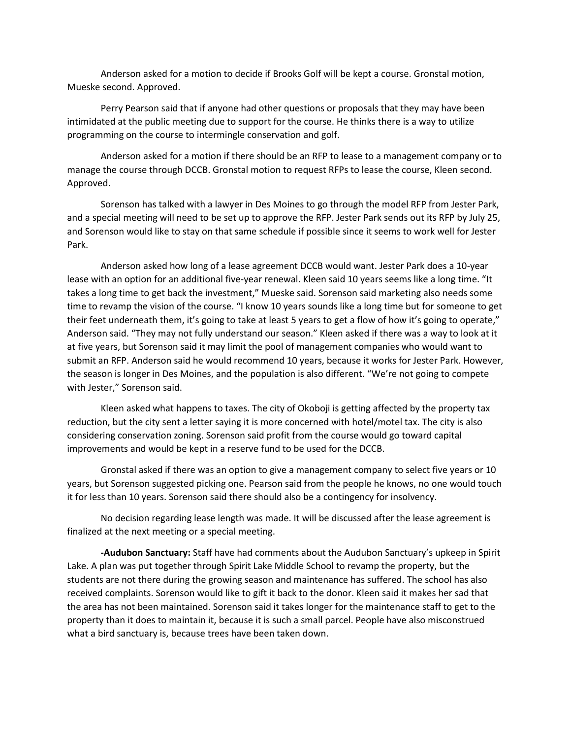Anderson asked for a motion to decide if Brooks Golf will be kept a course. Gronstal motion, Mueske second. Approved.

Perry Pearson said that if anyone had other questions or proposals that they may have been intimidated at the public meeting due to support for the course. He thinks there is a way to utilize programming on the course to intermingle conservation and golf.

Anderson asked for a motion if there should be an RFP to lease to a management company or to manage the course through DCCB. Gronstal motion to request RFPs to lease the course, Kleen second. Approved.

Sorenson has talked with a lawyer in Des Moines to go through the model RFP from Jester Park, and a special meeting will need to be set up to approve the RFP. Jester Park sends out its RFP by July 25, and Sorenson would like to stay on that same schedule if possible since it seems to work well for Jester Park.

Anderson asked how long of a lease agreement DCCB would want. Jester Park does a 10-year lease with an option for an additional five-year renewal. Kleen said 10 years seems like a long time. "It takes a long time to get back the investment," Mueske said. Sorenson said marketing also needs some time to revamp the vision of the course. "I know 10 years sounds like a long time but for someone to get their feet underneath them, it's going to take at least 5 years to get a flow of how it's going to operate," Anderson said. "They may not fully understand our season." Kleen asked if there was a way to look at it at five years, but Sorenson said it may limit the pool of management companies who would want to submit an RFP. Anderson said he would recommend 10 years, because it works for Jester Park. However, the season is longer in Des Moines, and the population is also different. "We're not going to compete with Jester," Sorenson said.

Kleen asked what happens to taxes. The city of Okoboji is getting affected by the property tax reduction, but the city sent a letter saying it is more concerned with hotel/motel tax. The city is also considering conservation zoning. Sorenson said profit from the course would go toward capital improvements and would be kept in a reserve fund to be used for the DCCB.

Gronstal asked if there was an option to give a management company to select five years or 10 years, but Sorenson suggested picking one. Pearson said from the people he knows, no one would touch it for less than 10 years. Sorenson said there should also be a contingency for insolvency.

No decision regarding lease length was made. It will be discussed after the lease agreement is finalized at the next meeting or a special meeting.

**-Audubon Sanctuary:** Staff have had comments about the Audubon Sanctuary's upkeep in Spirit Lake. A plan was put together through Spirit Lake Middle School to revamp the property, but the students are not there during the growing season and maintenance has suffered. The school has also received complaints. Sorenson would like to gift it back to the donor. Kleen said it makes her sad that the area has not been maintained. Sorenson said it takes longer for the maintenance staff to get to the property than it does to maintain it, because it is such a small parcel. People have also misconstrued what a bird sanctuary is, because trees have been taken down.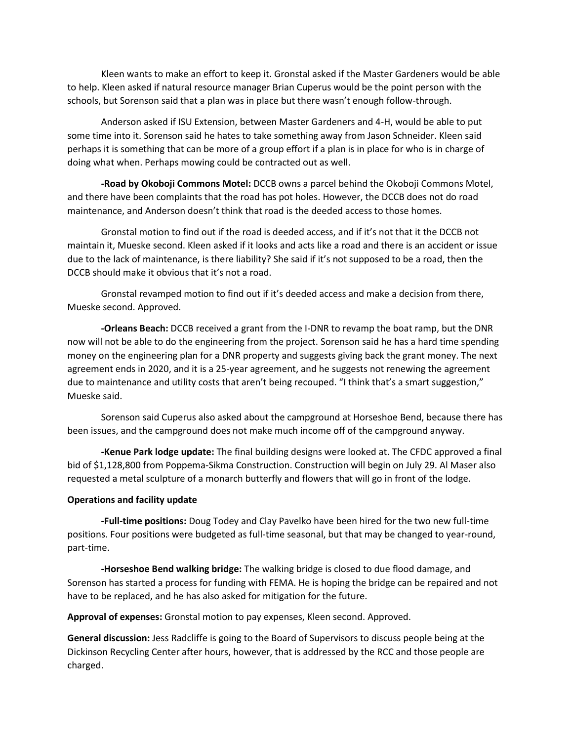Kleen wants to make an effort to keep it. Gronstal asked if the Master Gardeners would be able to help. Kleen asked if natural resource manager Brian Cuperus would be the point person with the schools, but Sorenson said that a plan was in place but there wasn't enough follow-through.

Anderson asked if ISU Extension, between Master Gardeners and 4-H, would be able to put some time into it. Sorenson said he hates to take something away from Jason Schneider. Kleen said perhaps it is something that can be more of a group effort if a plan is in place for who is in charge of doing what when. Perhaps mowing could be contracted out as well.

**-Road by Okoboji Commons Motel:** DCCB owns a parcel behind the Okoboji Commons Motel, and there have been complaints that the road has pot holes. However, the DCCB does not do road maintenance, and Anderson doesn't think that road is the deeded access to those homes.

Gronstal motion to find out if the road is deeded access, and if it's not that it the DCCB not maintain it, Mueske second. Kleen asked if it looks and acts like a road and there is an accident or issue due to the lack of maintenance, is there liability? She said if it's not supposed to be a road, then the DCCB should make it obvious that it's not a road.

Gronstal revamped motion to find out if it's deeded access and make a decision from there, Mueske second. Approved.

**-Orleans Beach:** DCCB received a grant from the I-DNR to revamp the boat ramp, but the DNR now will not be able to do the engineering from the project. Sorenson said he has a hard time spending money on the engineering plan for a DNR property and suggests giving back the grant money. The next agreement ends in 2020, and it is a 25-year agreement, and he suggests not renewing the agreement due to maintenance and utility costs that aren't being recouped. "I think that's a smart suggestion," Mueske said.

Sorenson said Cuperus also asked about the campground at Horseshoe Bend, because there has been issues, and the campground does not make much income off of the campground anyway.

**-Kenue Park lodge update:** The final building designs were looked at. The CFDC approved a final bid of $1,128,800 from Poppema-Sikma Construction. Construction will begin on July 29. Al Maser also requested a metal sculpture of a monarch butterfly and flowers that will go in front of the lodge.

**Operations and facility update**

**-Full-time positions:** Doug Todey and Clay Pavelko have been hired for the two new full-time positions. Four positions were budgeted as full-time seasonal, but that may be changed to year-round, part-time.

**-Horseshoe Bend walking bridge:** The walking bridge is closed to due flood damage, and Sorenson has started a process for funding with FEMA. He is hoping the bridge can be repaired and not have to be replaced, and he has also asked for mitigation for the future.

**Approval of expenses:** Gronstal motion to pay expenses, Kleen second. Approved.

**General discussion:** Jess Radcliffe is going to the Board of Supervisors to discuss people being at the Dickinson Recycling Center after hours, however, that is addressed by the RCC and those people are charged.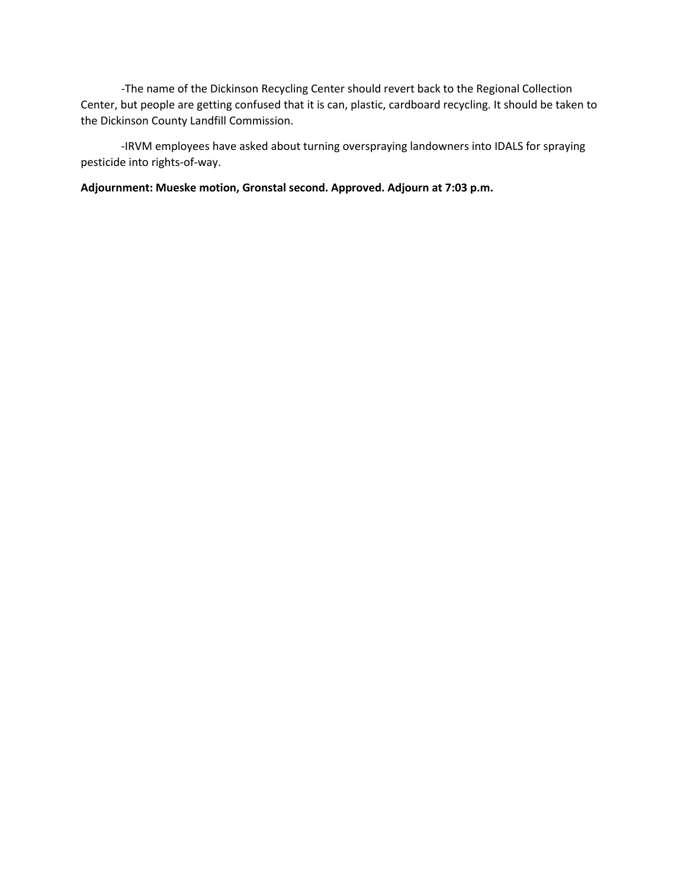-The name of the Dickinson Recycling Center should revert back to the Regional Collection Center, but people are getting confused that it is can, plastic, cardboard recycling. It should be taken to the Dickinson County Landfill Commission.

-IRVM employees have asked about turning overspraying landowners into IDALS for spraying pesticide into rights-of-way.

**Adjournment: Mueske motion, Gronstal second. Approved. Adjourn at 7:03 p.m.**